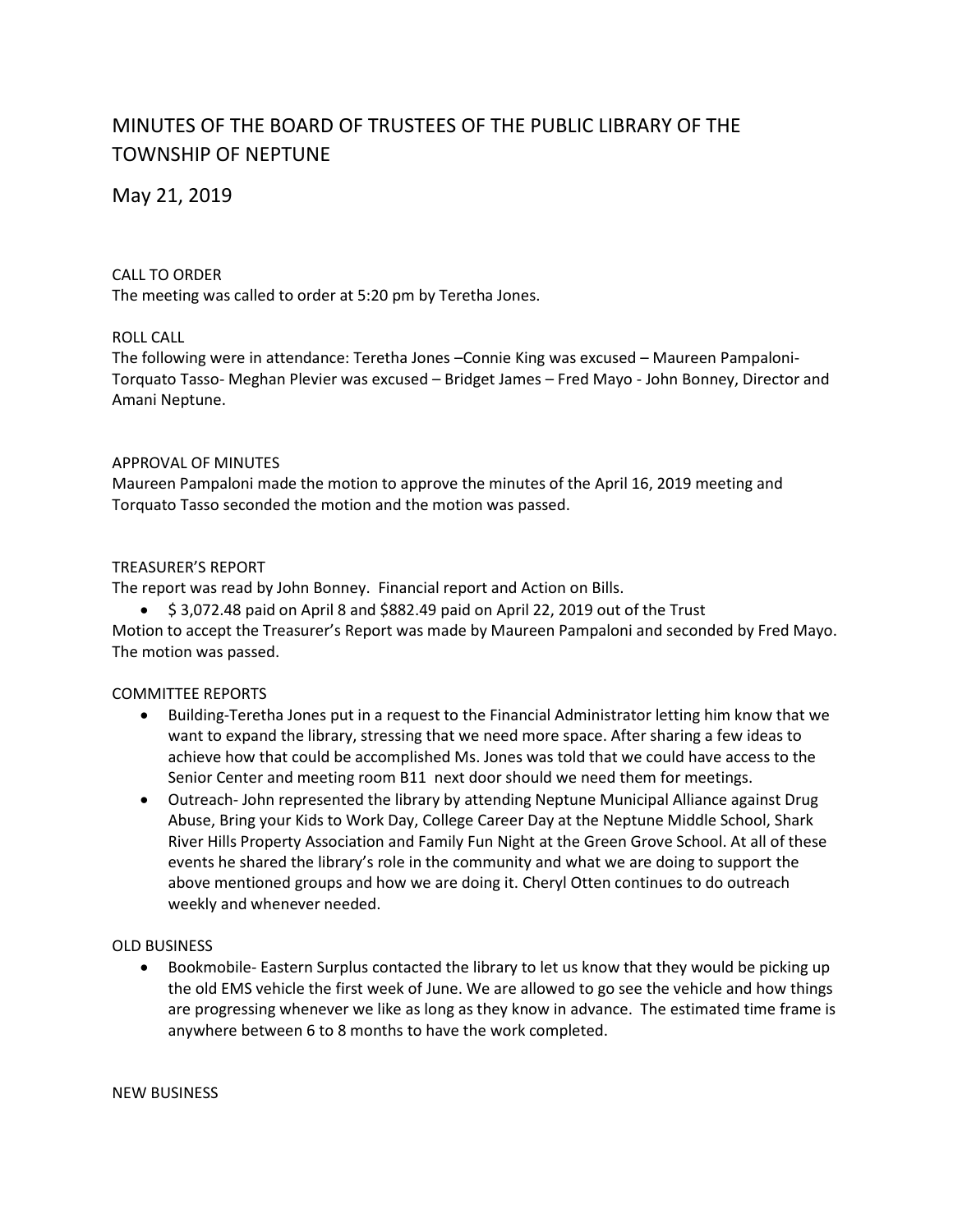# MINUTES OF THE BOARD OF TRUSTEES OF THE PUBLIC LIBRARY OF THE TOWNSHIP OF NEPTUNE

May 21, 2019

CALL TO ORDER

The meeting was called to order at 5:20 pm by Teretha Jones.

ROLL CALL

The following were in attendance: Teretha Jones –Connie King was excused – Maureen Pampaloni- Torquato Tasso- Meghan Plevier was excused – Bridget James – Fred Mayo - John Bonney, Director and Amani Neptune.

APPROVAL OF MINUTES

Maureen Pampaloni made the motion to approve the minutes of the April 16, 2019 meeting and Torquato Tasso seconded the motion and the motion was passed.

TREASURER'S REPORT

The report was read by John Bonney. Financial report and Action on Bills.

- $ 3,072.48 paid on April 8 and $882.49 paid on April 22, 2019 out of the Trust

Motion to accept the Treasurer's Report was made by Maureen Pampaloni and seconded by Fred Mayo. The motion was passed.

COMMITTEE REPORTS

- Building-Teretha Jones put in a request to the Financial Administrator letting him know that we want to expand the library, stressing that we need more space. After sharing a few ideas to achieve how that could be accomplished Ms. Jones was told that we could have access to the Senior Center and meeting room B11 next door should we need them for meetings.
- Outreach- John represented the library by attending Neptune Municipal Alliance against Drug Abuse, Bring your Kids to Work Day, College Career Day at the Neptune Middle School, Shark River Hills Property Association and Family Fun Night at the Green Grove School. At all of these events he shared the library's role in the community and what we are doing to support the above mentioned groups and how we are doing it. Cheryl Otten continues to do outreach weekly and whenever needed.

OLD BUSINESS

- Bookmobile- Eastern Surplus contacted the library to let us know that they would be picking up the old EMS vehicle the first week of June. We are allowed to go see the vehicle and how things are progressing whenever we like as long as they know in advance. The estimated time frame is anywhere between 6 to 8 months to have the work completed.

NEW BUSINESS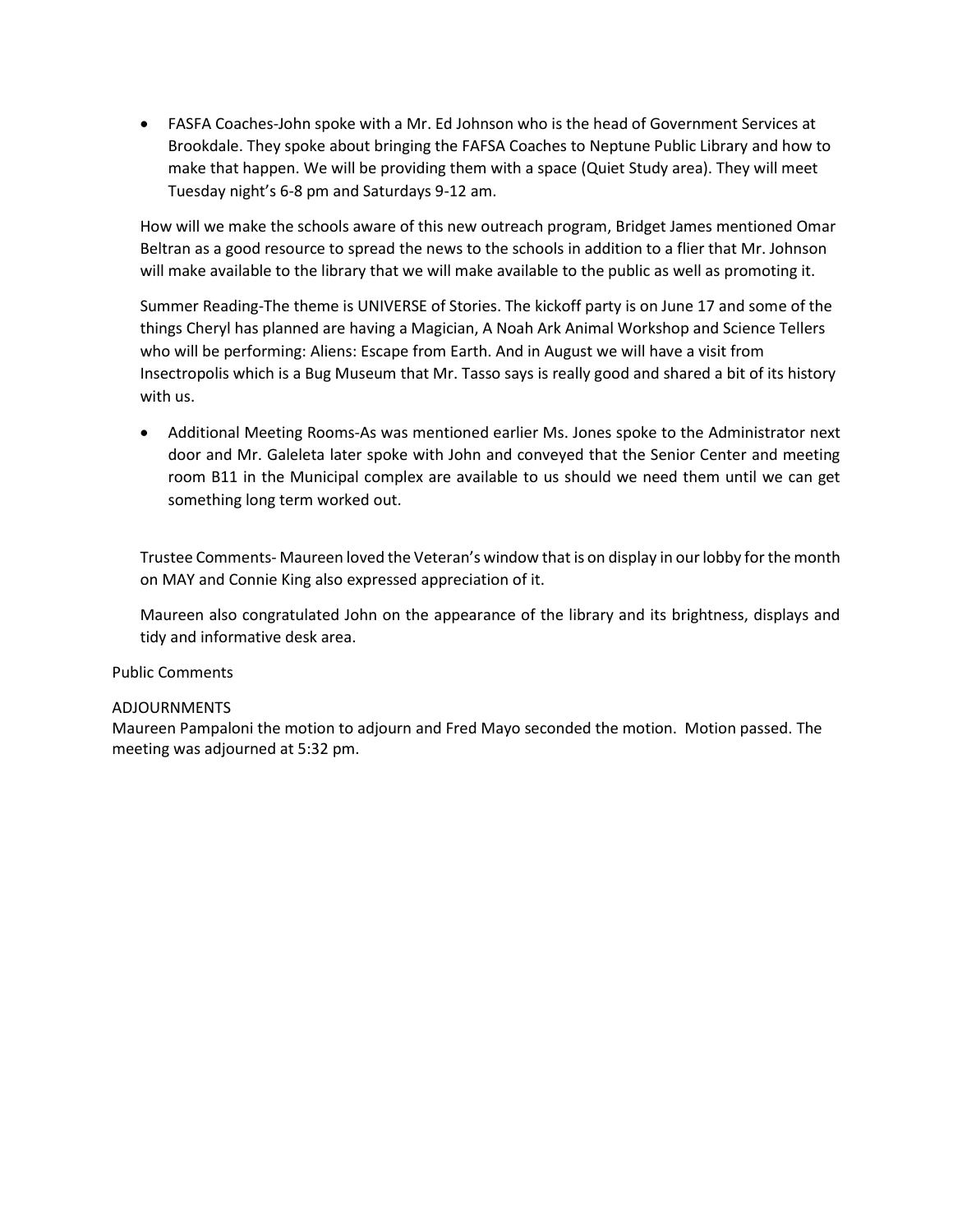- FASFA Coaches-John spoke with a Mr. Ed Johnson who is the head of Government Services at Brookdale. They spoke about bringing the FAFSA Coaches to Neptune Public Library and how to make that happen. We will be providing them with a space (Quiet Study area). They will meet Tuesday night's 6-8 pm and Saturdays 9-12 am.

  How will we make the schools aware of this new outreach program, Bridget James mentioned Omar Beltran as a good resource to spread the news to the schools in addition to a flier that Mr. Johnson will make available to the library that we will make available to the public as well as promoting it.

  Summer Reading-The theme is UNIVERSE of Stories. The kickoff party is on June 17 and some of the things Cheryl has planned are having a Magician, A Noah Ark Animal Workshop and Science Tellers who will be performing: Aliens: Escape from Earth. And in August we will have a visit from Insectropolis which is a Bug Museum that Mr. Tasso says is really good and shared a bit of its history with us.

- Additional Meeting Rooms-As was mentioned earlier Ms. Jones spoke to the Administrator next door and Mr. Galeleta later spoke with John and conveyed that the Senior Center and meeting room B11 in the Municipal complex are available to us should we need them until we can get something long term worked out.

Trustee Comments- Maureen loved the Veteran's window that is on display in our lobby for the month on MAY and Connie King also expressed appreciation of it.

Maureen also congratulated John on the appearance of the library and its brightness, displays and tidy and informative desk area.

Public Comments

ADJOURNMENTS
Maureen Pampaloni the motion to adjourn and Fred Mayo seconded the motion. Motion passed. The meeting was adjourned at 5:32 pm.